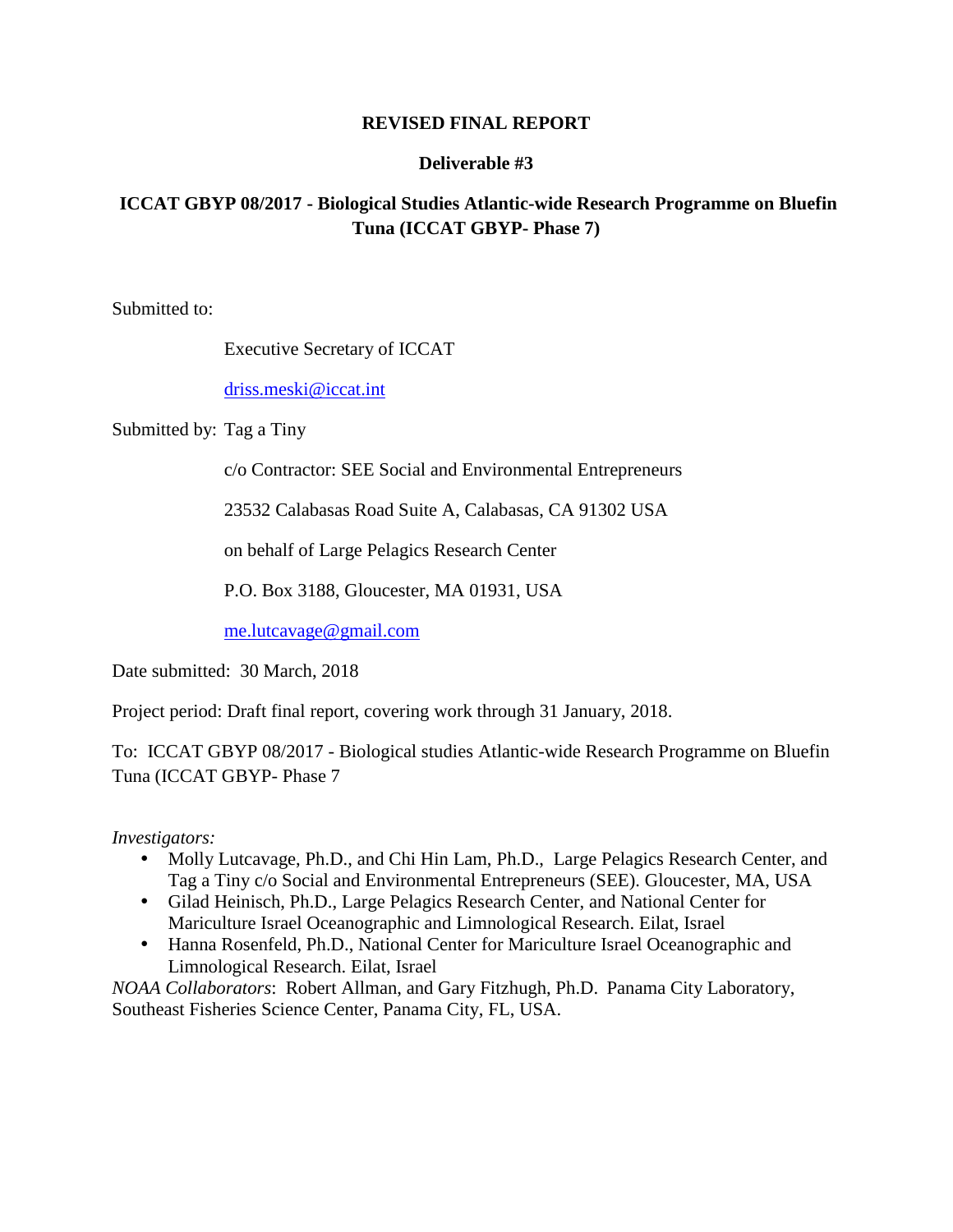**REVISED FINAL REPORT**

**Deliverable #3**

**ICCAT GBYP 08/2017 - Biological Studies Atlantic-wide Research Programme on Bluefin Tuna (ICCAT GBYP- Phase 7)**

Submitted to:

Executive Secretary of ICCAT

driss.meski@iccat.int

Submitted by: Tag a Tiny

c/o Contractor: SEE Social and Environmental Entrepreneurs

23532 Calabasas Road Suite A, Calabasas, CA 91302 USA

on behalf of Large Pelagics Research Center

P.O. Box 3188, Gloucester, MA 01931, USA

me.lutcavage@gmail.com

Date submitted: 30 March, 2018

Project period: Draft final report, covering work through 31 January, 2018.

To: ICCAT GBYP 08/2017 - Biological studies Atlantic-wide Research Programme on Bluefin Tuna (ICCAT GBYP- Phase 7

*Investigators:*

- Molly Lutcavage, Ph.D., and Chi Hin Lam, Ph.D., Large Pelagics Research Center, and Tag a Tiny c/o Social and Environmental Entrepreneurs (SEE). Gloucester, MA, USA
- Gilad Heinisch, Ph.D., Large Pelagics Research Center, and National Center for Mariculture Israel Oceanographic and Limnological Research. Eilat, Israel
- Hanna Rosenfeld, Ph.D., National Center for Mariculture Israel Oceanographic and Limnological Research. Eilat, Israel

*NOAA Collaborators*: Robert Allman, and Gary Fitzhugh, Ph.D. Panama City Laboratory, Southeast Fisheries Science Center, Panama City, FL, USA.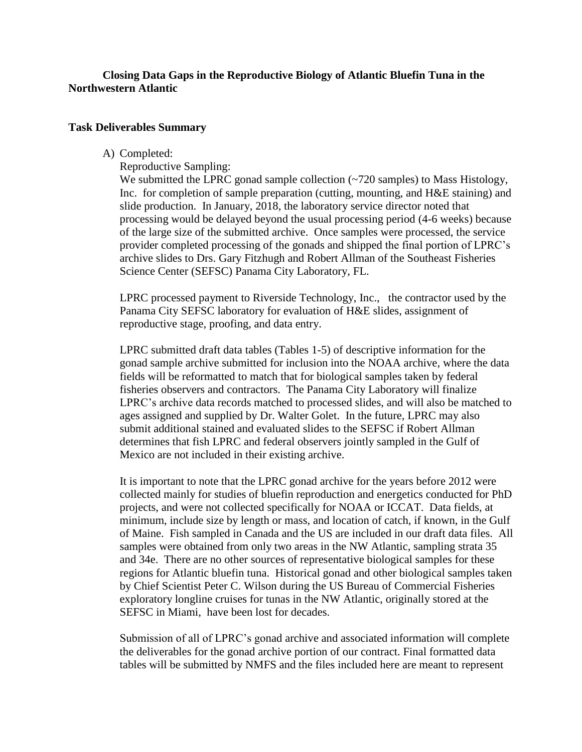**Closing Data Gaps in the Reproductive Biology of Atlantic Bluefin Tuna in the Northwestern Atlantic**

**Task Deliverables Summary**

A) Completed:

Reproductive Sampling:

We submitted the LPRC gonad sample collection (~720 samples) to Mass Histology, Inc. for completion of sample preparation (cutting, mounting, and H&E staining) and slide production. In January, 2018, the laboratory service director noted that processing would be delayed beyond the usual processing period (4-6 weeks) because of the large size of the submitted archive. Once samples were processed, the service provider completed processing of the gonads and shipped the final portion of LPRC's archive slides to Drs. Gary Fitzhugh and Robert Allman of the Southeast Fisheries Science Center (SEFSC) Panama City Laboratory, FL.

LPRC processed payment to Riverside Technology, Inc., the contractor used by the Panama City SEFSC laboratory for evaluation of H&E slides, assignment of reproductive stage, proofing, and data entry.

LPRC submitted draft data tables (Tables 1-5) of descriptive information for the gonad sample archive submitted for inclusion into the NOAA archive, where the data fields will be reformatted to match that for biological samples taken by federal fisheries observers and contractors. The Panama City Laboratory will finalize LPRC's archive data records matched to processed slides, and will also be matched to ages assigned and supplied by Dr. Walter Golet. In the future, LPRC may also submit additional stained and evaluated slides to the SEFSC if Robert Allman determines that fish LPRC and federal observers jointly sampled in the Gulf of Mexico are not included in their existing archive.

It is important to note that the LPRC gonad archive for the years before 2012 were collected mainly for studies of bluefin reproduction and energetics conducted for PhD projects, and were not collected specifically for NOAA or ICCAT. Data fields, at minimum, include size by length or mass, and location of catch, if known, in the Gulf of Maine. Fish sampled in Canada and the US are included in our draft data files. All samples were obtained from only two areas in the NW Atlantic, sampling strata 35 and 34e. There are no other sources of representative biological samples for these regions for Atlantic bluefin tuna. Historical gonad and other biological samples taken by Chief Scientist Peter C. Wilson during the US Bureau of Commercial Fisheries exploratory longline cruises for tunas in the NW Atlantic, originally stored at the SEFSC in Miami, have been lost for decades.

Submission of all of LPRC's gonad archive and associated information will complete the deliverables for the gonad archive portion of our contract. Final formatted data tables will be submitted by NMFS and the files included here are meant to represent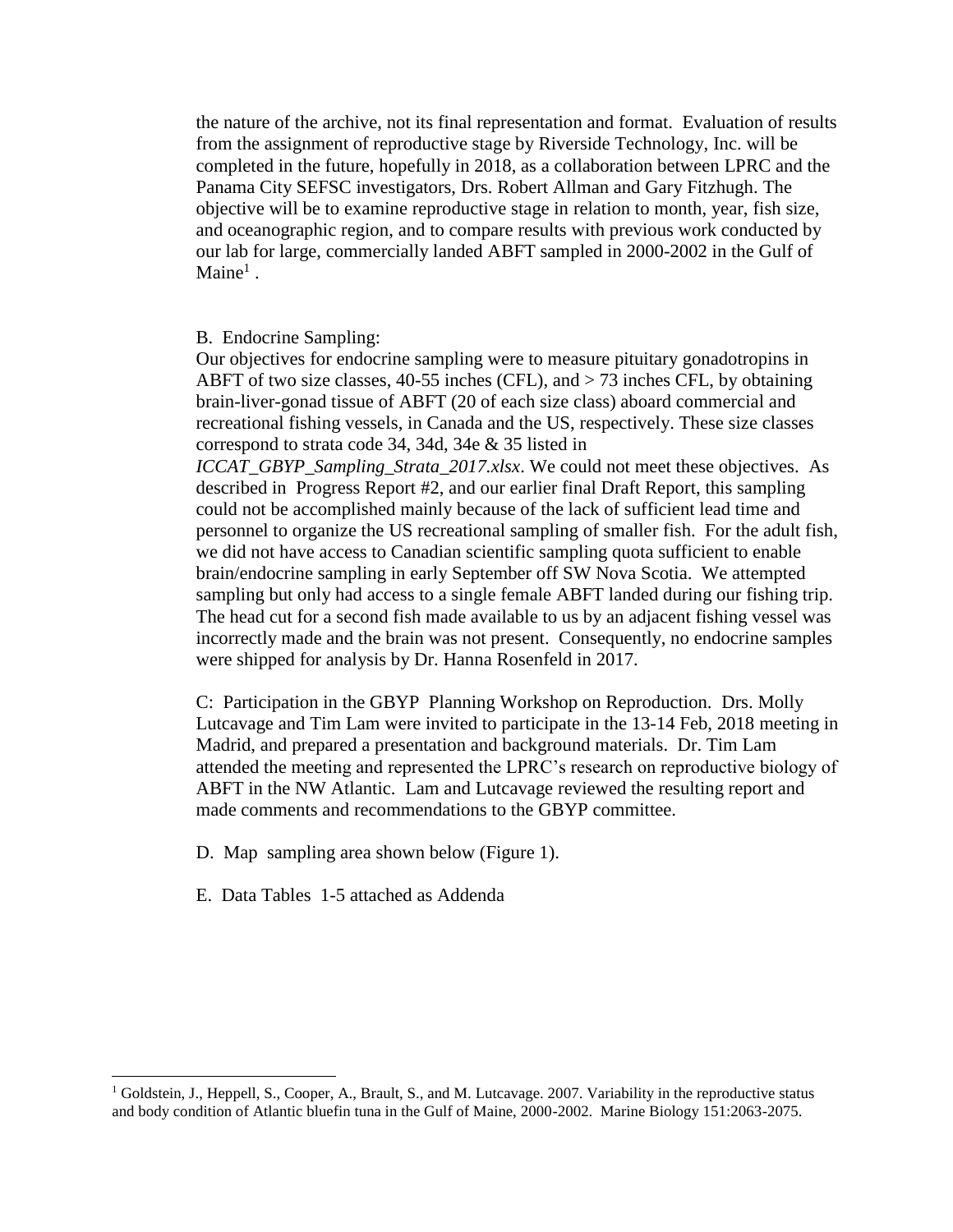the nature of the archive, not its final representation and format. Evaluation of results from the assignment of reproductive stage by Riverside Technology, Inc. will be completed in the future, hopefully in 2018, as a collaboration between LPRC and the Panama City SEFSC investigators, Drs. Robert Allman and Gary Fitzhugh. The objective will be to examine reproductive stage in relation to month, year, fish size, and oceanographic region, and to compare results with previous work conducted by our lab for large, commercially landed ABFT sampled in 2000-2002 in the Gulf of Maine[1] .

B. Endocrine Sampling:

Our objectives for endocrine sampling were to measure pituitary gonadotropins in ABFT of two size classes, 40-55 inches (CFL), and > 73 inches CFL, by obtaining brain-liver-gonad tissue of ABFT (20 of each size class) aboard commercial and recreational fishing vessels, in Canada and the US, respectively. These size classes correspond to strata code 34, 34d, 34e & 35 listed in *ICCAT_GBYP_Sampling_Strata_2017.xlsx*. We could not meet these objectives. As described in Progress Report #2, and our earlier final Draft Report, this sampling could not be accomplished mainly because of the lack of sufficient lead time and personnel to organize the US recreational sampling of smaller fish. For the adult fish, we did not have access to Canadian scientific sampling quota sufficient to enable brain/endocrine sampling in early September off SW Nova Scotia. We attempted sampling but only had access to a single female ABFT landed during our fishing trip. The head cut for a second fish made available to us by an adjacent fishing vessel was incorrectly made and the brain was not present. Consequently, no endocrine samples were shipped for analysis by Dr. Hanna Rosenfeld in 2017.

C: Participation in the GBYP Planning Workshop on Reproduction. Drs. Molly Lutcavage and Tim Lam were invited to participate in the 13-14 Feb, 2018 meeting in Madrid, and prepared a presentation and background materials. Dr. Tim Lam attended the meeting and represented the LPRC's research on reproductive biology of ABFT in the NW Atlantic. Lam and Lutcavage reviewed the resulting report and made comments and recommendations to the GBYP committee.

D. Map sampling area shown below (Figure 1).

E. Data Tables 1-5 attached as Addenda

[1] Goldstein, J., Heppell, S., Cooper, A., Brault, S., and M. Lutcavage. 2007. Variability in the reproductive status and body condition of Atlantic bluefin tuna in the Gulf of Maine, 2000-2002. Marine Biology 151:2063-2075.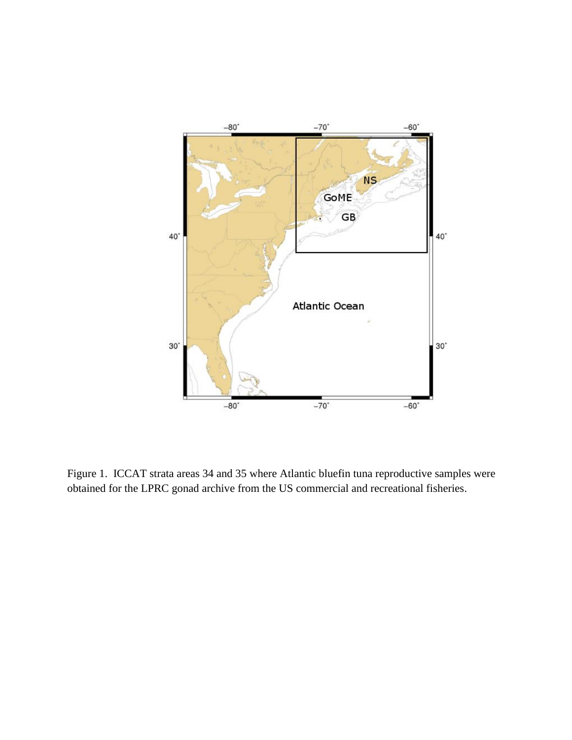Figure 1. ICCAT strata areas 34 and 35 where Atlantic bluefin tuna reproductive samples were obtained for the LPRC gonad archive from the US commercial and recreational fisheries.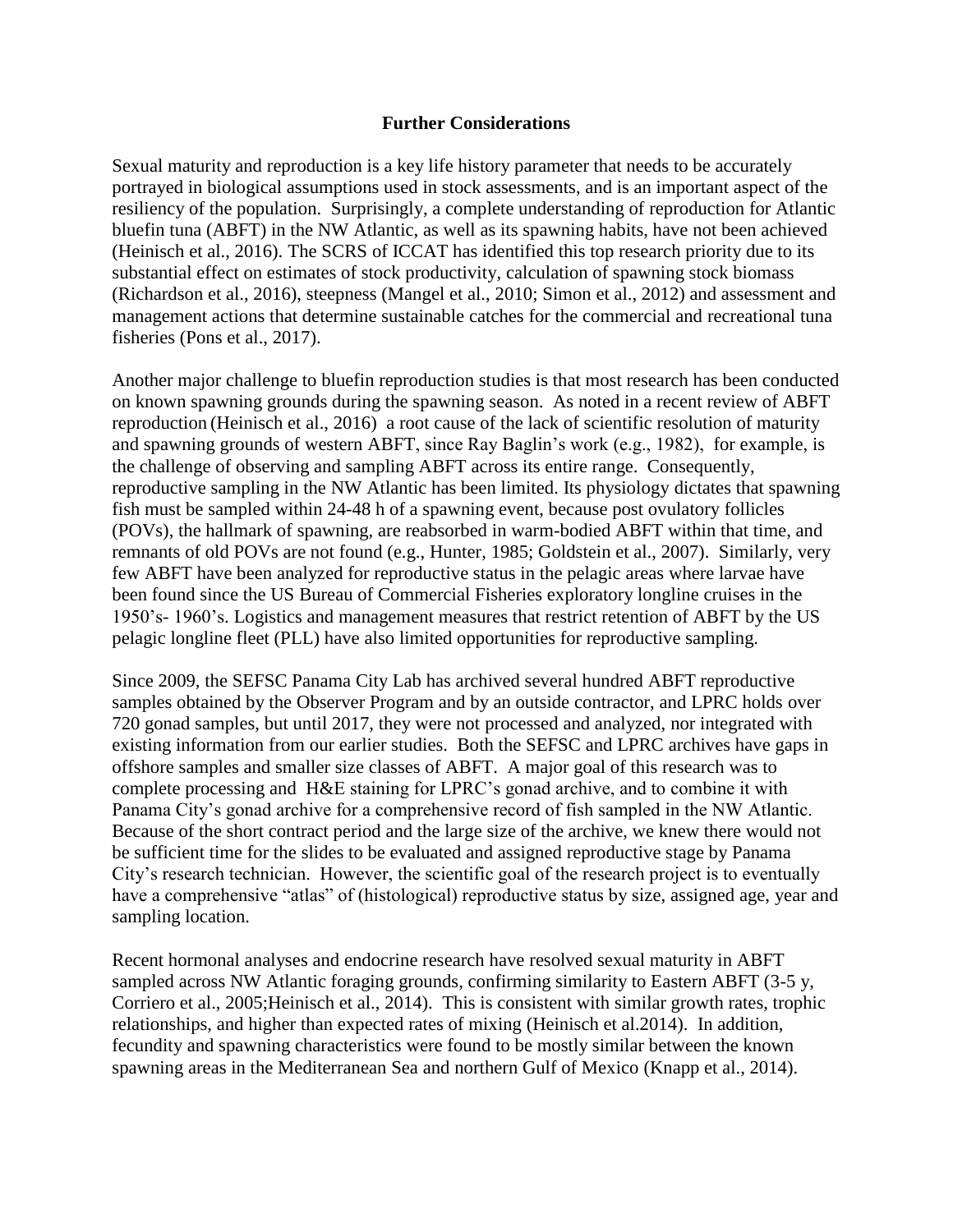## Further Considerations

Sexual maturity and reproduction is a key life history parameter that needs to be accurately portrayed in biological assumptions used in stock assessments, and is an important aspect of the resiliency of the population. Surprisingly, a complete understanding of reproduction for Atlantic bluefin tuna (ABFT) in the NW Atlantic, as well as its spawning habits, have not been achieved (Heinisch et al., 2016). The SCRS of ICCAT has identified this top research priority due to its substantial effect on estimates of stock productivity, calculation of spawning stock biomass (Richardson et al., 2016), steepness (Mangel et al., 2010; Simon et al., 2012) and assessment and management actions that determine sustainable catches for the commercial and recreational tuna fisheries (Pons et al., 2017).

Another major challenge to bluefin reproduction studies is that most research has been conducted on known spawning grounds during the spawning season. As noted in a recent review of ABFT reproduction (Heinisch et al., 2016) a root cause of the lack of scientific resolution of maturity and spawning grounds of western ABFT, since Ray Baglin's work (e.g., 1982), for example, is the challenge of observing and sampling ABFT across its entire range. Consequently, reproductive sampling in the NW Atlantic has been limited. Its physiology dictates that spawning fish must be sampled within 24-48 h of a spawning event, because post ovulatory follicles (POVs), the hallmark of spawning, are reabsorbed in warm-bodied ABFT within that time, and remnants of old POVs are not found (e.g., Hunter, 1985; Goldstein et al., 2007). Similarly, very few ABFT have been analyzed for reproductive status in the pelagic areas where larvae have been found since the US Bureau of Commercial Fisheries exploratory longline cruises in the 1950's- 1960's. Logistics and management measures that restrict retention of ABFT by the US pelagic longline fleet (PLL) have also limited opportunities for reproductive sampling.

Since 2009, the SEFSC Panama City Lab has archived several hundred ABFT reproductive samples obtained by the Observer Program and by an outside contractor, and LPRC holds over 720 gonad samples, but until 2017, they were not processed and analyzed, nor integrated with existing information from our earlier studies. Both the SEFSC and LPRC archives have gaps in offshore samples and smaller size classes of ABFT. A major goal of this research was to complete processing and H&E staining for LPRC's gonad archive, and to combine it with Panama City's gonad archive for a comprehensive record of fish sampled in the NW Atlantic. Because of the short contract period and the large size of the archive, we knew there would not be sufficient time for the slides to be evaluated and assigned reproductive stage by Panama City's research technician. However, the scientific goal of the research project is to eventually have a comprehensive "atlas" of (histological) reproductive status by size, assigned age, year and sampling location.

Recent hormonal analyses and endocrine research have resolved sexual maturity in ABFT sampled across NW Atlantic foraging grounds, confirming similarity to Eastern ABFT (3-5 y, Corriero et al., 2005;Heinisch et al., 2014). This is consistent with similar growth rates, trophic relationships, and higher than expected rates of mixing (Heinisch et al.2014). In addition, fecundity and spawning characteristics were found to be mostly similar between the known spawning areas in the Mediterranean Sea and northern Gulf of Mexico (Knapp et al., 2014).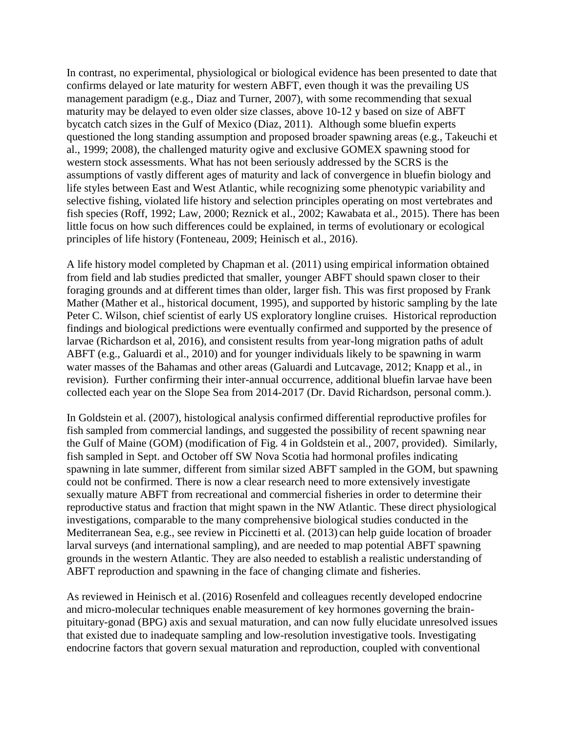In contrast, no experimental, physiological or biological evidence has been presented to date that confirms delayed or late maturity for western ABFT, even though it was the prevailing US management paradigm (e.g., Diaz and Turner, 2007), with some recommending that sexual maturity may be delayed to even older size classes, above 10-12 y based on size of ABFT bycatch catch sizes in the Gulf of Mexico (Diaz, 2011). Although some bluefin experts questioned the long standing assumption and proposed broader spawning areas (e.g., Takeuchi et al., 1999; 2008), the challenged maturity ogive and exclusive GOMEX spawning stood for western stock assessments. What has not been seriously addressed by the SCRS is the assumptions of vastly different ages of maturity and lack of convergence in bluefin biology and life styles between East and West Atlantic, while recognizing some phenotypic variability and selective fishing, violated life history and selection principles operating on most vertebrates and fish species (Roff, 1992; Law, 2000; Reznick et al., 2002; Kawabata et al., 2015). There has been little focus on how such differences could be explained, in terms of evolutionary or ecological principles of life history (Fonteneau, 2009; Heinisch et al., 2016).

A life history model completed by Chapman et al. (2011) using empirical information obtained from field and lab studies predicted that smaller, younger ABFT should spawn closer to their foraging grounds and at different times than older, larger fish. This was first proposed by Frank Mather (Mather et al., historical document, 1995), and supported by historic sampling by the late Peter C. Wilson, chief scientist of early US exploratory longline cruises. Historical reproduction findings and biological predictions were eventually confirmed and supported by the presence of larvae (Richardson et al, 2016), and consistent results from year-long migration paths of adult ABFT (e.g., Galuardi et al., 2010) and for younger individuals likely to be spawning in warm water masses of the Bahamas and other areas (Galuardi and Lutcavage, 2012; Knapp et al., in revision). Further confirming their inter-annual occurrence, additional bluefin larvae have been collected each year on the Slope Sea from 2014-2017 (Dr. David Richardson, personal comm.).

In Goldstein et al. (2007), histological analysis confirmed differential reproductive profiles for fish sampled from commercial landings, and suggested the possibility of recent spawning near the Gulf of Maine (GOM) (modification of Fig. 4 in Goldstein et al., 2007, provided). Similarly, fish sampled in Sept. and October off SW Nova Scotia had hormonal profiles indicating spawning in late summer, different from similar sized ABFT sampled in the GOM, but spawning could not be confirmed. There is now a clear research need to more extensively investigate sexually mature ABFT from recreational and commercial fisheries in order to determine their reproductive status and fraction that might spawn in the NW Atlantic. These direct physiological investigations, comparable to the many comprehensive biological studies conducted in the Mediterranean Sea, e.g., see review in Piccinetti et al. (2013) can help guide location of broader larval surveys (and international sampling), and are needed to map potential ABFT spawning grounds in the western Atlantic. They are also needed to establish a realistic understanding of ABFT reproduction and spawning in the face of changing climate and fisheries.

As reviewed in Heinisch et al. (2016) Rosenfeld and colleagues recently developed endocrine and micro-molecular techniques enable measurement of key hormones governing the brain-pituitary-gonad (BPG) axis and sexual maturation, and can now fully elucidate unresolved issues that existed due to inadequate sampling and low-resolution investigative tools. Investigating endocrine factors that govern sexual maturation and reproduction, coupled with conventional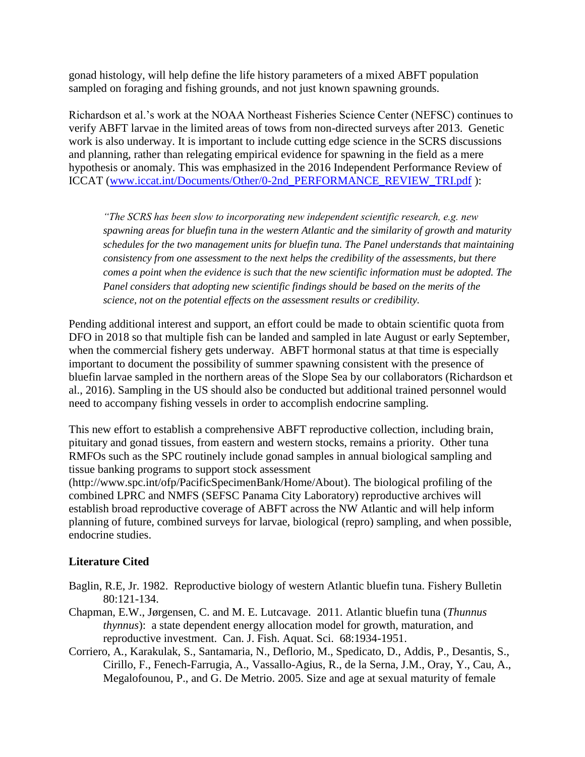gonad histology, will help define the life history parameters of a mixed ABFT population sampled on foraging and fishing grounds, and not just known spawning grounds.

Richardson et al.'s work at the NOAA Northeast Fisheries Science Center (NEFSC) continues to verify ABFT larvae in the limited areas of tows from non-directed surveys after 2013. Genetic work is also underway. It is important to include cutting edge science in the SCRS discussions and planning, rather than relegating empirical evidence for spawning in the field as a mere hypothesis or anomaly. This was emphasized in the 2016 Independent Performance Review of ICCAT (www.iccat.int/Documents/Other/0-2nd_PERFORMANCE_REVIEW_TRI.pdf ):

> *"The SCRS has been slow to incorporating new independent scientific research, e.g. new spawning areas for bluefin tuna in the western Atlantic and the similarity of growth and maturity schedules for the two management units for bluefin tuna. The Panel understands that maintaining consistency from one assessment to the next helps the credibility of the assessments, but there comes a point when the evidence is such that the new scientific information must be adopted. The Panel considers that adopting new scientific findings should be based on the merits of the science, not on the potential effects on the assessment results or credibility.*

Pending additional interest and support, an effort could be made to obtain scientific quota from DFO in 2018 so that multiple fish can be landed and sampled in late August or early September, when the commercial fishery gets underway. ABFT hormonal status at that time is especially important to document the possibility of summer spawning consistent with the presence of bluefin larvae sampled in the northern areas of the Slope Sea by our collaborators (Richardson et al., 2016). Sampling in the US should also be conducted but additional trained personnel would need to accompany fishing vessels in order to accomplish endocrine sampling.

This new effort to establish a comprehensive ABFT reproductive collection, including brain, pituitary and gonad tissues, from eastern and western stocks, remains a priority. Other tuna RMFOs such as the SPC routinely include gonad samples in annual biological sampling and tissue banking programs to support stock assessment (http://www.spc.int/ofp/PacificSpecimenBank/Home/About). The biological profiling of the combined LPRC and NMFS (SEFSC Panama City Laboratory) reproductive archives will establish broad reproductive coverage of ABFT across the NW Atlantic and will help inform planning of future, combined surveys for larvae, biological (repro) sampling, and when possible, endocrine studies.

## Literature Cited

Baglin, R.E, Jr. 1982. Reproductive biology of western Atlantic bluefin tuna. Fishery Bulletin 80:121-134.

Chapman, E.W., Jørgensen, C. and M. E. Lutcavage. 2011. Atlantic bluefin tuna (*Thunnus thynnus*): a state dependent energy allocation model for growth, maturation, and reproductive investment. Can. J. Fish. Aquat. Sci. 68:1934-1951.

Corriero, A., Karakulak, S., Santamaria, N., Deflorio, M., Spedicato, D., Addis, P., Desantis, S., Cirillo, F., Fenech-Farrugia, A., Vassallo-Agius, R., de la Serna, J.M., Oray, Y., Cau, A., Megalofounou, P., and G. De Metrio. 2005. Size and age at sexual maturity of female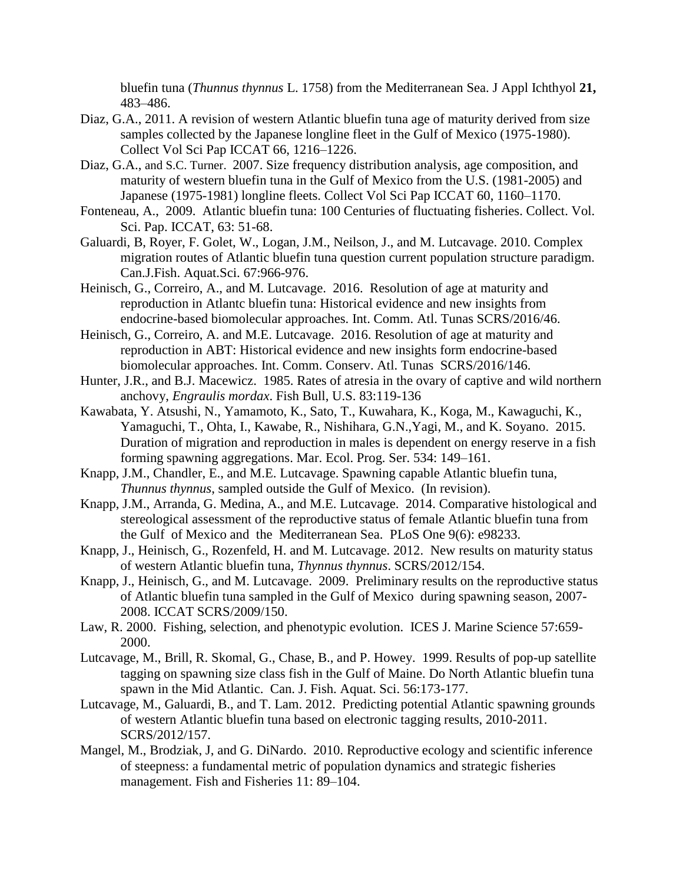bluefin tuna (*Thunnus thynnus* L. 1758) from the Mediterranean Sea. J Appl Ichthyol **21,** 483–486.

Diaz, G.A., 2011. A revision of western Atlantic bluefin tuna age of maturity derived from size samples collected by the Japanese longline fleet in the Gulf of Mexico (1975-1980). Collect Vol Sci Pap ICCAT 66, 1216–1226.

Diaz, G.A., and S.C. Turner. 2007. Size frequency distribution analysis, age composition, and maturity of western bluefin tuna in the Gulf of Mexico from the U.S. (1981-2005) and Japanese (1975-1981) longline fleets. Collect Vol Sci Pap ICCAT 60, 1160–1170.

Fonteneau, A., 2009. Atlantic bluefin tuna: 100 Centuries of fluctuating fisheries. Collect. Vol. Sci. Pap. ICCAT, 63: 51-68.

Galuardi, B, Royer, F. Golet, W., Logan, J.M., Neilson, J., and M. Lutcavage. 2010. Complex migration routes of Atlantic bluefin tuna question current population structure paradigm. Can.J.Fish. Aquat.Sci. 67:966-976.

Heinisch, G., Correiro, A., and M. Lutcavage. 2016. Resolution of age at maturity and reproduction in Atlantc bluefin tuna: Historical evidence and new insights from endocrine-based biomolecular approaches. Int. Comm. Atl. Tunas SCRS/2016/46.

Heinisch, G., Correiro, A. and M.E. Lutcavage. 2016. Resolution of age at maturity and reproduction in ABT: Historical evidence and new insights form endocrine-based biomolecular approaches. Int. Comm. Conserv. Atl. Tunas SCRS/2016/146.

Hunter, J.R., and B.J. Macewicz. 1985. Rates of atresia in the ovary of captive and wild northern anchovy, *Engraulis mordax*. Fish Bull, U.S. 83:119-136

Kawabata, Y. Atsushi, N., Yamamoto, K., Sato, T., Kuwahara, K., Koga, M., Kawaguchi, K., Yamaguchi, T., Ohta, I., Kawabe, R., Nishihara, G.N.,Yagi, M., and K. Soyano. 2015. Duration of migration and reproduction in males is dependent on energy reserve in a fish forming spawning aggregations. Mar. Ecol. Prog. Ser. 534: 149–161.

Knapp, J.M., Chandler, E., and M.E. Lutcavage. Spawning capable Atlantic bluefin tuna, *Thunnus thynnus*, sampled outside the Gulf of Mexico. (In revision).

Knapp, J.M., Arranda, G. Medina, A., and M.E. Lutcavage. 2014. Comparative histological and stereological assessment of the reproductive status of female Atlantic bluefin tuna from the Gulf of Mexico and the Mediterranean Sea. PLoS One 9(6): e98233.

Knapp, J., Heinisch, G., Rozenfeld, H. and M. Lutcavage. 2012. New results on maturity status of western Atlantic bluefin tuna, *Thynnus thynnus*. SCRS/2012/154.

Knapp, J., Heinisch, G., and M. Lutcavage. 2009. Preliminary results on the reproductive status of Atlantic bluefin tuna sampled in the Gulf of Mexico during spawning season, 2007-2008. ICCAT SCRS/2009/150.

Law, R. 2000. Fishing, selection, and phenotypic evolution. ICES J. Marine Science 57:659-2000.

Lutcavage, M., Brill, R. Skomal, G., Chase, B., and P. Howey. 1999. Results of pop-up satellite tagging on spawning size class fish in the Gulf of Maine. Do North Atlantic bluefin tuna spawn in the Mid Atlantic. Can. J. Fish. Aquat. Sci. 56:173-177.

Lutcavage, M., Galuardi, B., and T. Lam. 2012. Predicting potential Atlantic spawning grounds of western Atlantic bluefin tuna based on electronic tagging results, 2010-2011. SCRS/2012/157.

Mangel, M., Brodziak, J, and G. DiNardo. 2010. Reproductive ecology and scientific inference of steepness: a fundamental metric of population dynamics and strategic fisheries management. Fish and Fisheries 11: 89–104.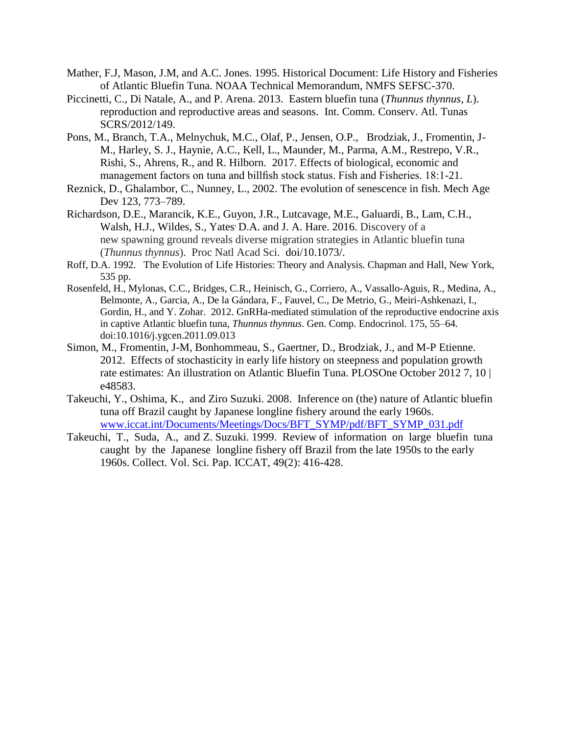Mather, F.J, Mason, J.M, and A.C. Jones. 1995. Historical Document: Life History and Fisheries of Atlantic Bluefin Tuna. NOAA Technical Memorandum, NMFS SEFSC-370.

Piccinetti, C., Di Natale, A., and P. Arena. 2013. Eastern bluefin tuna (*Thunnus thynnus, L*). reproduction and reproductive areas and seasons. Int. Comm. Conserv. Atl. Tunas SCRS/2012/149.

Pons, M., Branch, T.A., Melnychuk, M.C., Olaf, P., Jensen, O.P., Brodziak, J., Fromentin, J-M., Harley, S. J., Haynie, A.C., Kell, L., Maunder, M., Parma, A.M., Restrepo, V.R., Rishi, S., Ahrens, R., and R. Hilborn. 2017. Effects of biological, economic and management factors on tuna and billfish stock status. Fish and Fisheries. 18:1-21.

Reznick, D., Ghalambor, C., Nunney, L., 2002. The evolution of senescence in fish. Mech Age Dev 123, 773–789.

Richardson, D.E., Marancik, K.E., Guyon, J.R., Lutcavage, M.E., Galuardi, B., Lam, C.H., Walsh, H.J., Wildes, S., Yates, D.A. and J. A. Hare. 2016. Discovery of a new spawning ground reveals diverse migration strategies in Atlantic bluefin tuna (*Thunnus thynnus*). Proc Natl Acad Sci. doi/10.1073/.

Roff, D.A. 1992. The Evolution of Life Histories: Theory and Analysis. Chapman and Hall, New York, 535 pp.

Rosenfeld, H., Mylonas, C.C., Bridges, C.R., Heinisch, G., Corriero, A., Vassallo-Aguis, R., Medina, A., Belmonte, A., Garcia, A., De la Gándara, F., Fauvel, C., De Metrio, G., Meiri-Ashkenazi, I., Gordin, H., and Y. Zohar. 2012. GnRHa-mediated stimulation of the reproductive endocrine axis in captive Atlantic bluefin tuna, *Thunnus thynnus*. Gen. Comp. Endocrinol. 175, 55–64. doi:10.1016/j.ygcen.2011.09.013

Simon, M., Fromentin, J-M, Bonhommeau, S., Gaertner, D., Brodziak, J., and M-P Etienne. 2012. Effects of stochasticity in early life history on steepness and population growth rate estimates: An illustration on Atlantic Bluefin Tuna. PLOSOne October 2012 7, 10 | e48583.

Takeuchi, Y., Oshima, K., and Ziro Suzuki. 2008. Inference on (the) nature of Atlantic bluefin tuna off Brazil caught by Japanese longline fishery around the early 1960s. www.iccat.int/Documents/Meetings/Docs/BFT_SYMP/pdf/BFT_SYMP_031.pdf

Takeuchi, T., Suda, A., and Z. Suzuki. 1999. Review of information on large bluefin tuna caught by the Japanese longline fishery off Brazil from the late 1950s to the early 1960s. Collect. Vol. Sci. Pap. ICCAT, 49(2): 416-428.